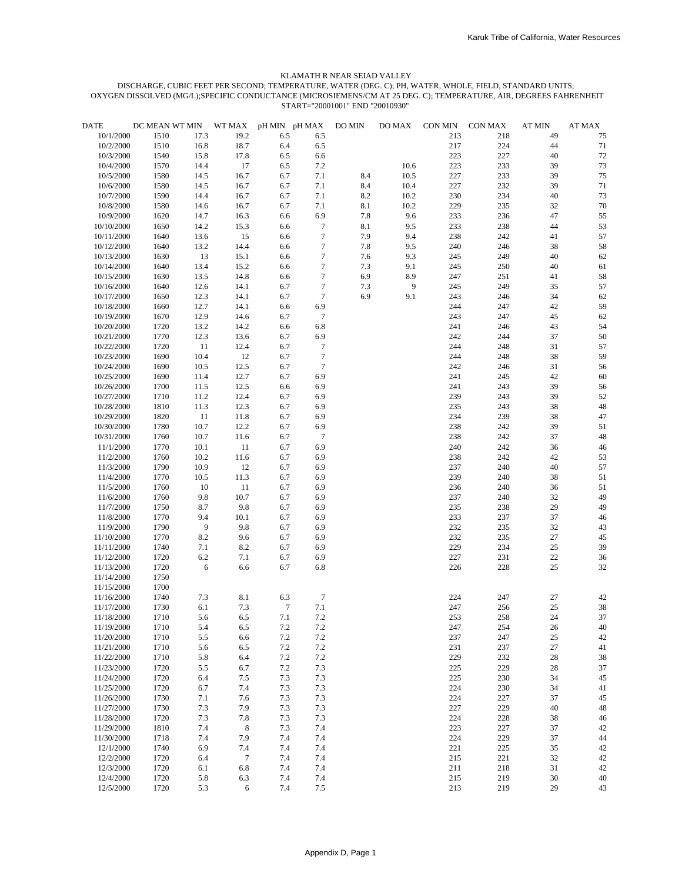KLAMATH R NEAR SEIAD VALLEY

DISCHARGE, CUBIC FEET PER SECOND; TEMPERATURE, WATER (DEG. C); PH, WATER, WHOLE, FIELD, STANDARD UNITS; OXYGEN DISSOLVED (MG/L);SPECIFIC CONDUCTANCE (MICROSIEMENS/CM AT 25 DEG. C); TEMPERATURE, AIR, DEGREES FAHRENHEIT

START="20001001" END "20010930"

| DATE | DC MEAN | WT MIN | WT MAX | pH MIN | pH MAX | DO MIN | DO MAX | CON MIN | CON MAX | AT MIN | AT MAX |
|---|---|---|---|---|---|---|---|---|---|---|---|
| 10/1/2000 | 1510 | 17.3 | 19.2 | 6.5 | 6.5 | | | 213 | 218 | 49 | 75 |
| 10/2/2000 | 1510 | 16.8 | 18.7 | 6.4 | 6.5 | | | 217 | 224 | 44 | 71 |
| 10/3/2000 | 1540 | 15.8 | 17.8 | 6.5 | 6.6 | | | 223 | 227 | 40 | 72 |
| 10/4/2000 | 1570 | 14.4 | 17 | 6.5 | 7.2 | | 10.6 | 223 | 233 | 39 | 73 |
| 10/5/2000 | 1580 | 14.5 | 16.7 | 6.7 | 7.1 | 8.4 | 10.5 | 227 | 233 | 39 | 75 |
| 10/6/2000 | 1580 | 14.5 | 16.7 | 6.7 | 7.1 | 8.4 | 10.4 | 227 | 232 | 39 | 71 |
| 10/7/2000 | 1590 | 14.4 | 16.7 | 6.7 | 7.1 | 8.2 | 10.2 | 230 | 234 | 40 | 73 |
| 10/8/2000 | 1580 | 14.6 | 16.7 | 6.7 | 7.1 | 8.1 | 10.2 | 229 | 235 | 32 | 70 |
| 10/9/2000 | 1620 | 14.7 | 16.3 | 6.6 | 6.9 | 7.8 | 9.6 | 233 | 236 | 47 | 55 |
| 10/10/2000 | 1650 | 14.2 | 15.3 | 6.6 | 7 | 8.1 | 9.5 | 233 | 238 | 44 | 53 |
| 10/11/2000 | 1640 | 13.6 | 15 | 6.6 | 7 | 7.9 | 9.4 | 238 | 242 | 41 | 57 |
| 10/12/2000 | 1640 | 13.2 | 14.4 | 6.6 | 7 | 7.8 | 9.5 | 240 | 246 | 38 | 58 |
| 10/13/2000 | 1630 | 13 | 15.1 | 6.6 | 7 | 7.6 | 9.3 | 245 | 249 | 40 | 62 |
| 10/14/2000 | 1640 | 13.4 | 15.2 | 6.6 | 7 | 7.3 | 9.1 | 245 | 250 | 40 | 61 |
| 10/15/2000 | 1630 | 13.5 | 14.8 | 6.6 | 7 | 6.9 | 8.9 | 247 | 251 | 41 | 58 |
| 10/16/2000 | 1640 | 12.6 | 14.1 | 6.7 | 7 | 7.3 | 9 | 245 | 249 | 35 | 57 |
| 10/17/2000 | 1650 | 12.3 | 14.1 | 6.7 | 7 | 6.9 | 9.1 | 243 | 246 | 34 | 62 |
| 10/18/2000 | 1660 | 12.7 | 14.1 | 6.6 | 6.9 | | | 244 | 247 | 42 | 59 |
| 10/19/2000 | 1670 | 12.9 | 14.6 | 6.7 | 7 | | | 243 | 247 | 45 | 62 |
| 10/20/2000 | 1720 | 13.2 | 14.2 | 6.6 | 6.8 | | | 241 | 246 | 43 | 54 |
| 10/21/2000 | 1770 | 12.3 | 13.6 | 6.7 | 6.9 | | | 242 | 244 | 37 | 50 |
| 10/22/2000 | 1720 | 11 | 12.4 | 6.7 | 7 | | | 244 | 248 | 31 | 57 |
| 10/23/2000 | 1690 | 10.4 | 12 | 6.7 | 7 | | | 244 | 248 | 38 | 59 |
| 10/24/2000 | 1690 | 10.5 | 12.5 | 6.7 | 7 | | | 242 | 246 | 31 | 56 |
| 10/25/2000 | 1690 | 11.4 | 12.7 | 6.7 | 6.9 | | | 241 | 245 | 42 | 60 |
| 10/26/2000 | 1700 | 11.5 | 12.5 | 6.6 | 6.9 | | | 241 | 243 | 39 | 56 |
| 10/27/2000 | 1710 | 11.2 | 12.4 | 6.7 | 6.9 | | | 239 | 243 | 39 | 52 |
| 10/28/2000 | 1810 | 11.3 | 12.3 | 6.7 | 6.9 | | | 235 | 243 | 38 | 48 |
| 10/29/2000 | 1820 | 11 | 11.8 | 6.7 | 6.9 | | | 234 | 239 | 38 | 47 |
| 10/30/2000 | 1780 | 10.7 | 12.2 | 6.7 | 6.9 | | | 238 | 242 | 39 | 51 |
| 10/31/2000 | 1760 | 10.7 | 11.6 | 6.7 | 7 | | | 238 | 242 | 37 | 48 |
| 11/1/2000 | 1770 | 10.1 | 11 | 6.7 | 6.9 | | | 240 | 242 | 36 | 46 |
| 11/2/2000 | 1760 | 10.2 | 11.6 | 6.7 | 6.9 | | | 238 | 242 | 42 | 53 |
| 11/3/2000 | 1790 | 10.9 | 12 | 6.7 | 6.9 | | | 237 | 240 | 40 | 57 |
| 11/4/2000 | 1770 | 10.5 | 11.3 | 6.7 | 6.9 | | | 239 | 240 | 38 | 51 |
| 11/5/2000 | 1760 | 10 | 11 | 6.7 | 6.9 | | | 236 | 240 | 36 | 51 |
| 11/6/2000 | 1760 | 9.8 | 10.7 | 6.7 | 6.9 | | | 237 | 240 | 32 | 49 |
| 11/7/2000 | 1750 | 8.7 | 9.8 | 6.7 | 6.9 | | | 235 | 238 | 29 | 49 |
| 11/8/2000 | 1770 | 9.4 | 10.1 | 6.7 | 6.9 | | | 233 | 237 | 37 | 46 |
| 11/9/2000 | 1790 | 9 | 9.8 | 6.7 | 6.9 | | | 232 | 235 | 32 | 43 |
| 11/10/2000 | 1770 | 8.2 | 9.6 | 6.7 | 6.9 | | | 232 | 235 | 27 | 45 |
| 11/11/2000 | 1740 | 7.1 | 8.2 | 6.7 | 6.9 | | | 229 | 234 | 25 | 39 |
| 11/12/2000 | 1720 | 6.2 | 7.1 | 6.7 | 6.9 | | | 227 | 231 | 22 | 36 |
| 11/13/2000 | 1720 | 6 | 6.6 | 6.7 | 6.8 | | | 226 | 228 | 25 | 32 |
| 11/14/2000 | 1750 | | | | | | | | | | |
| 11/15/2000 | 1700 | | | | | | | | | | |
| 11/16/2000 | 1740 | 7.3 | 8.1 | 6.3 | 7 | | | 224 | 247 | 27 | 42 |
| 11/17/2000 | 1730 | 6.1 | 7.3 | 7 | 7.1 | | | 247 | 256 | 25 | 38 |
| 11/18/2000 | 1710 | 5.6 | 6.5 | 7.1 | 7.2 | | | 253 | 258 | 24 | 37 |
| 11/19/2000 | 1710 | 5.4 | 6.5 | 7.2 | 7.2 | | | 247 | 254 | 26 | 40 |
| 11/20/2000 | 1710 | 5.5 | 6.6 | 7.2 | 7.2 | | | 237 | 247 | 25 | 42 |
| 11/21/2000 | 1710 | 5.6 | 6.5 | 7.2 | 7.2 | | | 231 | 237 | 27 | 41 |
| 11/22/2000 | 1710 | 5.8 | 6.4 | 7.2 | 7.2 | | | 229 | 232 | 28 | 38 |
| 11/23/2000 | 1720 | 5.5 | 6.7 | 7.2 | 7.3 | | | 225 | 229 | 28 | 37 |
| 11/24/2000 | 1720 | 6.4 | 7.5 | 7.3 | 7.3 | | | 225 | 230 | 34 | 45 |
| 11/25/2000 | 1720 | 6.7 | 7.4 | 7.3 | 7.3 | | | 224 | 230 | 34 | 41 |
| 11/26/2000 | 1730 | 7.1 | 7.6 | 7.3 | 7.3 | | | 224 | 227 | 37 | 45 |
| 11/27/2000 | 1730 | 7.3 | 7.9 | 7.3 | 7.3 | | | 227 | 229 | 40 | 48 |
| 11/28/2000 | 1720 | 7.3 | 7.8 | 7.3 | 7.3 | | | 224 | 228 | 38 | 46 |
| 11/29/2000 | 1810 | 7.4 | 8 | 7.3 | 7.4 | | | 223 | 227 | 37 | 42 |
| 11/30/2000 | 1718 | 7.4 | 7.9 | 7.4 | 7.4 | | | 224 | 229 | 37 | 44 |
| 12/1/2000 | 1740 | 6.9 | 7.4 | 7.4 | 7.4 | | | 221 | 225 | 35 | 42 |
| 12/2/2000 | 1720 | 6.4 | 7 | 7.4 | 7.4 | | | 215 | 221 | 32 | 42 |
| 12/3/2000 | 1720 | 6.1 | 6.8 | 7.4 | 7.4 | | | 211 | 218 | 31 | 42 |
| 12/4/2000 | 1720 | 5.8 | 6.3 | 7.4 | 7.4 | | | 215 | 219 | 30 | 40 |
| 12/5/2000 | 1720 | 5.3 | 6 | 7.4 | 7.5 | | | 213 | 219 | 29 | 43 |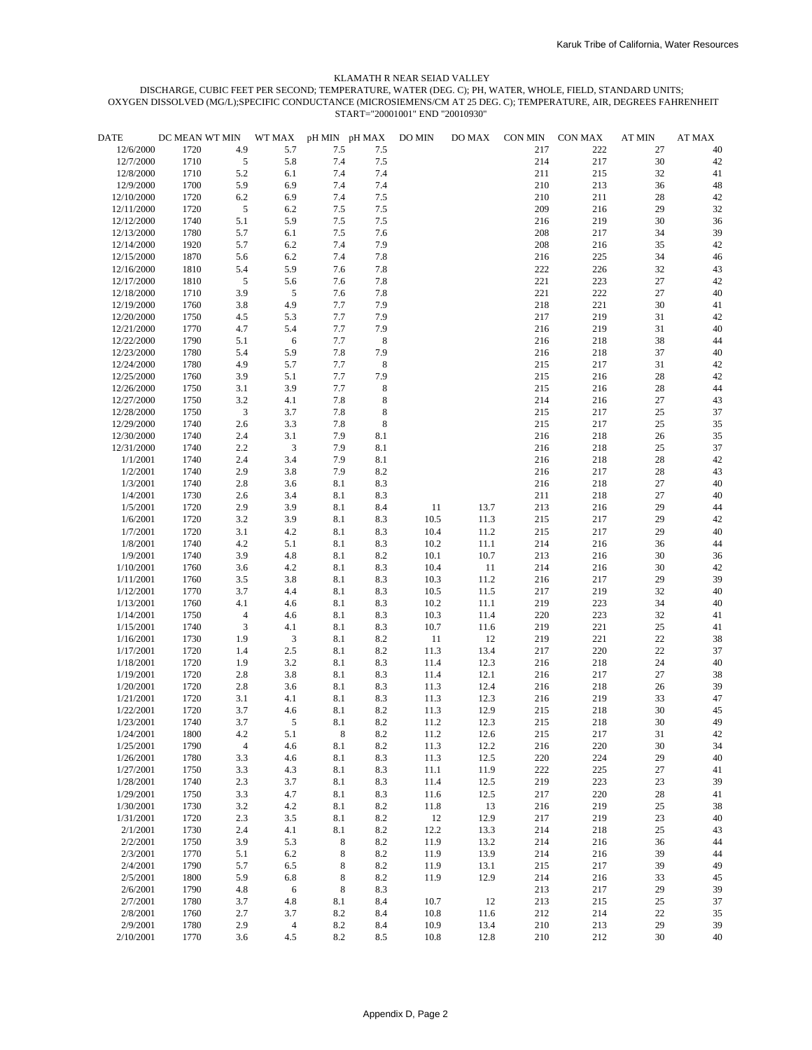KLAMATH R NEAR SEIAD VALLEY

DISCHARGE, CUBIC FEET PER SECOND; TEMPERATURE, WATER (DEG. C); PH, WATER, WHOLE, FIELD, STANDARD UNITS;
OXYGEN DISSOLVED (MG/L);SPECIFIC CONDUCTANCE (MICROSIEMENS/CM AT 25 DEG. C); TEMPERATURE, AIR, DEGREES FAHRENHEIT
START="20001001" END "20010930"

| DATE | DC MEAN | WT MIN | WT MAX | pH MIN | pH MAX | DO MIN | DO MAX | CON MIN | CON MAX | AT MIN | AT MAX |
|---|---|---|---|---|---|---|---|---|---|---|---|
| 12/6/2000 | 1720 | 4.9 | 5.7 | 7.5 | 7.5 | | | 217 | 222 | 27 | 40 |
| 12/7/2000 | 1710 | 5 | 5.8 | 7.4 | 7.5 | | | 214 | 217 | 30 | 42 |
| 12/8/2000 | 1710 | 5.2 | 6.1 | 7.4 | 7.4 | | | 211 | 215 | 32 | 41 |
| 12/9/2000 | 1700 | 5.9 | 6.9 | 7.4 | 7.4 | | | 210 | 213 | 36 | 48 |
| 12/10/2000 | 1720 | 6.2 | 6.9 | 7.4 | 7.5 | | | 210 | 211 | 28 | 42 |
| 12/11/2000 | 1720 | 5 | 6.2 | 7.5 | 7.5 | | | 209 | 216 | 29 | 32 |
| 12/12/2000 | 1740 | 5.1 | 5.9 | 7.5 | 7.5 | | | 216 | 219 | 30 | 36 |
| 12/13/2000 | 1780 | 5.7 | 6.1 | 7.5 | 7.6 | | | 208 | 217 | 34 | 39 |
| 12/14/2000 | 1920 | 5.7 | 6.2 | 7.4 | 7.9 | | | 208 | 216 | 35 | 42 |
| 12/15/2000 | 1870 | 5.6 | 6.2 | 7.4 | 7.8 | | | 216 | 225 | 34 | 46 |
| 12/16/2000 | 1810 | 5.4 | 5.9 | 7.6 | 7.8 | | | 222 | 226 | 32 | 43 |
| 12/17/2000 | 1810 | 5 | 5.6 | 7.6 | 7.8 | | | 221 | 223 | 27 | 42 |
| 12/18/2000 | 1710 | 3.9 | 5 | 7.6 | 7.8 | | | 221 | 222 | 27 | 40 |
| 12/19/2000 | 1760 | 3.8 | 4.9 | 7.7 | 7.9 | | | 218 | 221 | 30 | 41 |
| 12/20/2000 | 1750 | 4.5 | 5.3 | 7.7 | 7.9 | | | 217 | 219 | 31 | 42 |
| 12/21/2000 | 1770 | 4.7 | 5.4 | 7.7 | 7.9 | | | 216 | 219 | 31 | 40 |
| 12/22/2000 | 1790 | 5.1 | 6 | 7.7 | 8 | | | 216 | 218 | 38 | 44 |
| 12/23/2000 | 1780 | 5.4 | 5.9 | 7.8 | 7.9 | | | 216 | 218 | 37 | 40 |
| 12/24/2000 | 1780 | 4.9 | 5.7 | 7.7 | 8 | | | 215 | 217 | 31 | 42 |
| 12/25/2000 | 1760 | 3.9 | 5.1 | 7.7 | 7.9 | | | 215 | 216 | 28 | 42 |
| 12/26/2000 | 1750 | 3.1 | 3.9 | 7.7 | 8 | | | 215 | 216 | 28 | 44 |
| 12/27/2000 | 1750 | 3.2 | 4.1 | 7.8 | 8 | | | 214 | 216 | 27 | 43 |
| 12/28/2000 | 1750 | 3 | 3.7 | 7.8 | 8 | | | 215 | 217 | 25 | 37 |
| 12/29/2000 | 1740 | 2.6 | 3.3 | 7.8 | 8 | | | 215 | 217 | 25 | 35 |
| 12/30/2000 | 1740 | 2.4 | 3.1 | 7.9 | 8.1 | | | 216 | 218 | 26 | 35 |
| 12/31/2000 | 1740 | 2.2 | 3 | 7.9 | 8.1 | | | 216 | 218 | 25 | 37 |
| 1/1/2001 | 1740 | 2.4 | 3.4 | 7.9 | 8.1 | | | 216 | 218 | 28 | 42 |
| 1/2/2001 | 1740 | 2.9 | 3.8 | 7.9 | 8.2 | | | 216 | 217 | 28 | 43 |
| 1/3/2001 | 1740 | 2.8 | 3.6 | 8.1 | 8.3 | | | 216 | 218 | 27 | 40 |
| 1/4/2001 | 1730 | 2.6 | 3.4 | 8.1 | 8.3 | | | 211 | 218 | 27 | 40 |
| 1/5/2001 | 1720 | 2.9 | 3.9 | 8.1 | 8.4 | 11 | 13.7 | 213 | 216 | 29 | 44 |
| 1/6/2001 | 1720 | 3.2 | 3.9 | 8.1 | 8.3 | 10.5 | 11.3 | 215 | 217 | 29 | 42 |
| 1/7/2001 | 1720 | 3.1 | 4.2 | 8.1 | 8.3 | 10.4 | 11.2 | 215 | 217 | 29 | 40 |
| 1/8/2001 | 1740 | 4.2 | 5.1 | 8.1 | 8.3 | 10.2 | 11.1 | 214 | 216 | 36 | 44 |
| 1/9/2001 | 1740 | 3.9 | 4.8 | 8.1 | 8.2 | 10.1 | 10.7 | 213 | 216 | 30 | 36 |
| 1/10/2001 | 1760 | 3.6 | 4.2 | 8.1 | 8.3 | 10.4 | 11 | 214 | 216 | 30 | 42 |
| 1/11/2001 | 1760 | 3.5 | 3.8 | 8.1 | 8.3 | 10.3 | 11.2 | 216 | 217 | 29 | 39 |
| 1/12/2001 | 1770 | 3.7 | 4.4 | 8.1 | 8.3 | 10.5 | 11.5 | 217 | 219 | 32 | 40 |
| 1/13/2001 | 1760 | 4.1 | 4.6 | 8.1 | 8.3 | 10.2 | 11.1 | 219 | 223 | 34 | 40 |
| 1/14/2001 | 1750 | 4 | 4.6 | 8.1 | 8.3 | 10.3 | 11.4 | 220 | 223 | 32 | 41 |
| 1/15/2001 | 1740 | 3 | 4.1 | 8.1 | 8.3 | 10.7 | 11.6 | 219 | 221 | 25 | 41 |
| 1/16/2001 | 1730 | 1.9 | 3 | 8.1 | 8.2 | 11 | 12 | 219 | 221 | 22 | 38 |
| 1/17/2001 | 1720 | 1.4 | 2.5 | 8.1 | 8.2 | 11.3 | 13.4 | 217 | 220 | 22 | 37 |
| 1/18/2001 | 1720 | 1.9 | 3.2 | 8.1 | 8.3 | 11.4 | 12.3 | 216 | 218 | 24 | 40 |
| 1/19/2001 | 1720 | 2.8 | 3.8 | 8.1 | 8.3 | 11.4 | 12.1 | 216 | 217 | 27 | 38 |
| 1/20/2001 | 1720 | 2.8 | 3.6 | 8.1 | 8.3 | 11.3 | 12.4 | 216 | 218 | 26 | 39 |
| 1/21/2001 | 1720 | 3.1 | 4.1 | 8.1 | 8.3 | 11.3 | 12.3 | 216 | 219 | 33 | 47 |
| 1/22/2001 | 1720 | 3.7 | 4.6 | 8.1 | 8.2 | 11.3 | 12.9 | 215 | 218 | 30 | 45 |
| 1/23/2001 | 1740 | 3.7 | 5 | 8.1 | 8.2 | 11.2 | 12.3 | 215 | 218 | 30 | 49 |
| 1/24/2001 | 1800 | 4.2 | 5.1 | 8 | 8.2 | 11.2 | 12.6 | 215 | 217 | 31 | 42 |
| 1/25/2001 | 1790 | 4 | 4.6 | 8.1 | 8.2 | 11.3 | 12.2 | 216 | 220 | 30 | 34 |
| 1/26/2001 | 1780 | 3.3 | 4.6 | 8.1 | 8.3 | 11.3 | 12.5 | 220 | 224 | 29 | 40 |
| 1/27/2001 | 1750 | 3.3 | 4.3 | 8.1 | 8.3 | 11.1 | 11.9 | 222 | 225 | 27 | 41 |
| 1/28/2001 | 1740 | 2.3 | 3.7 | 8.1 | 8.3 | 11.4 | 12.5 | 219 | 223 | 23 | 39 |
| 1/29/2001 | 1750 | 3.3 | 4.7 | 8.1 | 8.3 | 11.6 | 12.5 | 217 | 220 | 28 | 41 |
| 1/30/2001 | 1730 | 3.2 | 4.2 | 8.1 | 8.2 | 11.8 | 13 | 216 | 219 | 25 | 38 |
| 1/31/2001 | 1720 | 2.3 | 3.5 | 8.1 | 8.2 | 12 | 12.9 | 217 | 219 | 23 | 40 |
| 2/1/2001 | 1730 | 2.4 | 4.1 | 8.1 | 8.2 | 12.2 | 13.3 | 214 | 218 | 25 | 43 |
| 2/2/2001 | 1750 | 3.9 | 5.3 | 8 | 8.2 | 11.9 | 13.2 | 214 | 216 | 36 | 44 |
| 2/3/2001 | 1770 | 5.1 | 6.2 | 8 | 8.2 | 11.9 | 13.9 | 214 | 216 | 39 | 44 |
| 2/4/2001 | 1790 | 5.7 | 6.5 | 8 | 8.2 | 11.9 | 13.1 | 215 | 217 | 39 | 49 |
| 2/5/2001 | 1800 | 5.9 | 6.8 | 8 | 8.2 | 11.9 | 12.9 | 214 | 216 | 33 | 45 |
| 2/6/2001 | 1790 | 4.8 | 6 | 8 | 8.3 | | | 213 | 217 | 29 | 39 |
| 2/7/2001 | 1780 | 3.7 | 4.8 | 8.1 | 8.4 | 10.7 | 12 | 213 | 215 | 25 | 37 |
| 2/8/2001 | 1760 | 2.7 | 3.7 | 8.2 | 8.4 | 10.8 | 11.6 | 212 | 214 | 22 | 35 |
| 2/9/2001 | 1780 | 2.9 | 4 | 8.2 | 8.4 | 10.9 | 13.4 | 210 | 213 | 29 | 39 |
| 2/10/2001 | 1770 | 3.6 | 4.5 | 8.2 | 8.5 | 10.8 | 12.8 | 210 | 212 | 30 | 40 |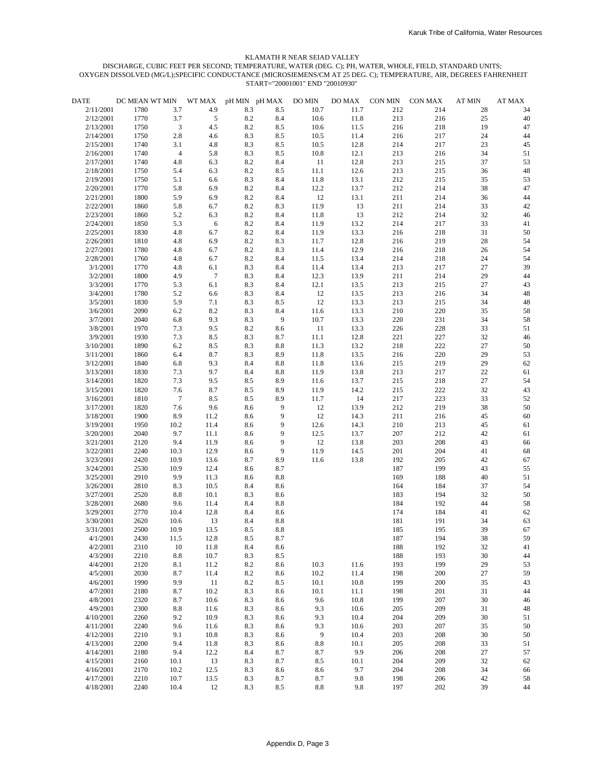KLAMATH R NEAR SEIAD VALLEY

DISCHARGE, CUBIC FEET PER SECOND; TEMPERATURE, WATER (DEG. C); PH, WATER, WHOLE, FIELD, STANDARD UNITS; OXYGEN DISSOLVED (MG/L);SPECIFIC CONDUCTANCE (MICROSIEMENS/CM AT 25 DEG. C); TEMPERATURE, AIR, DEGREES FAHRENHEIT START="20001001" END "20010930"

| DATE | DC MEAN | WT MIN | WT MAX | pH MIN | pH MAX | DO MIN | DO MAX | CON MIN | CON MAX | AT MIN | AT MAX |
|---|---|---|---|---|---|---|---|---|---|---|---|
| 2/11/2001 | 1780 | 3.7 | 4.9 | 8.3 | 8.5 | 10.7 | 11.7 | 212 | 214 | 28 | 34 |
| 2/12/2001 | 1770 | 3.7 | 5 | 8.2 | 8.4 | 10.6 | 11.8 | 213 | 216 | 25 | 40 |
| 2/13/2001 | 1750 | 3 | 4.5 | 8.2 | 8.5 | 10.6 | 11.5 | 216 | 218 | 19 | 47 |
| 2/14/2001 | 1750 | 2.8 | 4.6 | 8.3 | 8.5 | 10.5 | 11.4 | 216 | 217 | 24 | 44 |
| 2/15/2001 | 1740 | 3.1 | 4.8 | 8.3 | 8.5 | 10.5 | 12.8 | 214 | 217 | 23 | 45 |
| 2/16/2001 | 1740 | 4 | 5.8 | 8.3 | 8.5 | 10.8 | 12.1 | 213 | 216 | 34 | 51 |
| 2/17/2001 | 1740 | 4.8 | 6.3 | 8.2 | 8.4 | 11 | 12.8 | 213 | 215 | 37 | 53 |
| 2/18/2001 | 1750 | 5.4 | 6.3 | 8.2 | 8.5 | 11.1 | 12.6 | 213 | 215 | 36 | 48 |
| 2/19/2001 | 1750 | 5.1 | 6.6 | 8.3 | 8.4 | 11.8 | 13.1 | 212 | 215 | 35 | 53 |
| 2/20/2001 | 1770 | 5.8 | 6.9 | 8.2 | 8.4 | 12.2 | 13.7 | 212 | 214 | 38 | 47 |
| 2/21/2001 | 1800 | 5.9 | 6.9 | 8.2 | 8.4 | 12 | 13.1 | 211 | 214 | 36 | 44 |
| 2/22/2001 | 1860 | 5.8 | 6.7 | 8.2 | 8.3 | 11.9 | 13 | 211 | 214 | 33 | 42 |
| 2/23/2001 | 1860 | 5.2 | 6.3 | 8.2 | 8.4 | 11.8 | 13 | 212 | 214 | 32 | 46 |
| 2/24/2001 | 1850 | 5.3 | 6 | 8.2 | 8.4 | 11.9 | 13.2 | 214 | 217 | 33 | 41 |
| 2/25/2001 | 1830 | 4.8 | 6.7 | 8.2 | 8.4 | 11.9 | 13.3 | 216 | 218 | 31 | 50 |
| 2/26/2001 | 1810 | 4.8 | 6.9 | 8.2 | 8.3 | 11.7 | 12.8 | 216 | 219 | 28 | 54 |
| 2/27/2001 | 1780 | 4.8 | 6.7 | 8.2 | 8.3 | 11.4 | 12.9 | 216 | 218 | 26 | 54 |
| 2/28/2001 | 1760 | 4.8 | 6.7 | 8.2 | 8.4 | 11.5 | 13.4 | 214 | 218 | 24 | 54 |
| 3/1/2001 | 1770 | 4.8 | 6.1 | 8.3 | 8.4 | 11.4 | 13.4 | 213 | 217 | 27 | 39 |
| 3/2/2001 | 1800 | 4.9 | 7 | 8.3 | 8.4 | 12.3 | 13.9 | 211 | 214 | 29 | 44 |
| 3/3/2001 | 1770 | 5.3 | 6.1 | 8.3 | 8.4 | 12.1 | 13.5 | 213 | 215 | 27 | 43 |
| 3/4/2001 | 1780 | 5.2 | 6.6 | 8.3 | 8.4 | 12 | 13.5 | 213 | 216 | 34 | 48 |
| 3/5/2001 | 1830 | 5.9 | 7.1 | 8.3 | 8.5 | 12 | 13.3 | 213 | 215 | 34 | 48 |
| 3/6/2001 | 2090 | 6.2 | 8.2 | 8.3 | 8.4 | 11.6 | 13.3 | 210 | 220 | 35 | 58 |
| 3/7/2001 | 2040 | 6.8 | 9.3 | 8.3 | 9 | 10.7 | 13.3 | 220 | 231 | 34 | 58 |
| 3/8/2001 | 1970 | 7.3 | 9.5 | 8.2 | 8.6 | 11 | 13.3 | 226 | 228 | 33 | 51 |
| 3/9/2001 | 1930 | 7.3 | 8.5 | 8.3 | 8.7 | 11.1 | 12.8 | 221 | 227 | 32 | 46 |
| 3/10/2001 | 1890 | 6.2 | 8.5 | 8.3 | 8.8 | 11.3 | 13.2 | 218 | 222 | 27 | 50 |
| 3/11/2001 | 1860 | 6.4 | 8.7 | 8.3 | 8.9 | 11.8 | 13.5 | 216 | 220 | 29 | 53 |
| 3/12/2001 | 1840 | 6.8 | 9.3 | 8.4 | 8.8 | 11.8 | 13.6 | 215 | 219 | 29 | 62 |
| 3/13/2001 | 1830 | 7.3 | 9.7 | 8.4 | 8.8 | 11.9 | 13.8 | 213 | 217 | 22 | 61 |
| 3/14/2001 | 1820 | 7.3 | 9.5 | 8.5 | 8.9 | 11.6 | 13.7 | 215 | 218 | 27 | 54 |
| 3/15/2001 | 1820 | 7.6 | 8.7 | 8.5 | 8.9 | 11.9 | 14.2 | 215 | 222 | 32 | 43 |
| 3/16/2001 | 1810 | 7 | 8.5 | 8.5 | 8.9 | 11.7 | 14 | 217 | 223 | 33 | 52 |
| 3/17/2001 | 1820 | 7.6 | 9.6 | 8.6 | 9 | 12 | 13.9 | 212 | 219 | 38 | 50 |
| 3/18/2001 | 1900 | 8.9 | 11.2 | 8.6 | 9 | 12 | 14.3 | 211 | 216 | 45 | 60 |
| 3/19/2001 | 1950 | 10.2 | 11.4 | 8.6 | 9 | 12.6 | 14.3 | 210 | 213 | 45 | 61 |
| 3/20/2001 | 2040 | 9.7 | 11.1 | 8.6 | 9 | 12.5 | 13.7 | 207 | 212 | 42 | 61 |
| 3/21/2001 | 2120 | 9.4 | 11.9 | 8.6 | 9 | 12 | 13.8 | 203 | 208 | 43 | 66 |
| 3/22/2001 | 2240 | 10.3 | 12.9 | 8.6 | 9 | 11.9 | 14.5 | 201 | 204 | 41 | 68 |
| 3/23/2001 | 2420 | 10.9 | 13.6 | 8.7 | 8.9 | 11.6 | 13.8 | 192 | 205 | 42 | 67 |
| 3/24/2001 | 2530 | 10.9 | 12.4 | 8.6 | 8.7 | | | 187 | 199 | 43 | 55 |
| 3/25/2001 | 2910 | 9.9 | 11.3 | 8.6 | 8.8 | | | 169 | 188 | 40 | 51 |
| 3/26/2001 | 2810 | 8.3 | 10.5 | 8.4 | 8.6 | | | 164 | 184 | 37 | 54 |
| 3/27/2001 | 2520 | 8.8 | 10.1 | 8.3 | 8.6 | | | 183 | 194 | 32 | 50 |
| 3/28/2001 | 2680 | 9.6 | 11.4 | 8.4 | 8.8 | | | 184 | 192 | 44 | 58 |
| 3/29/2001 | 2770 | 10.4 | 12.8 | 8.4 | 8.6 | | | 174 | 184 | 41 | 62 |
| 3/30/2001 | 2620 | 10.6 | 13 | 8.4 | 8.8 | | | 181 | 191 | 34 | 63 |
| 3/31/2001 | 2500 | 10.9 | 13.5 | 8.5 | 8.8 | | | 185 | 195 | 39 | 67 |
| 4/1/2001 | 2430 | 11.5 | 12.8 | 8.5 | 8.7 | | | 187 | 194 | 38 | 59 |
| 4/2/2001 | 2310 | 10 | 11.8 | 8.4 | 8.6 | | | 188 | 192 | 32 | 41 |
| 4/3/2001 | 2210 | 8.8 | 10.7 | 8.3 | 8.5 | | | 188 | 193 | 30 | 44 |
| 4/4/2001 | 2120 | 8.1 | 11.2 | 8.2 | 8.6 | 10.3 | 11.6 | 193 | 199 | 29 | 53 |
| 4/5/2001 | 2030 | 8.7 | 11.4 | 8.2 | 8.6 | 10.2 | 11.4 | 198 | 200 | 27 | 59 |
| 4/6/2001 | 1990 | 9.9 | 11 | 8.2 | 8.5 | 10.1 | 10.8 | 199 | 200 | 35 | 43 |
| 4/7/2001 | 2180 | 8.7 | 10.2 | 8.3 | 8.6 | 10.1 | 11.1 | 198 | 201 | 31 | 44 |
| 4/8/2001 | 2320 | 8.7 | 10.6 | 8.3 | 8.6 | 9.6 | 10.8 | 199 | 207 | 30 | 46 |
| 4/9/2001 | 2300 | 8.8 | 11.6 | 8.3 | 8.6 | 9.3 | 10.6 | 205 | 209 | 31 | 48 |
| 4/10/2001 | 2260 | 9.2 | 10.9 | 8.3 | 8.6 | 9.3 | 10.4 | 204 | 209 | 30 | 51 |
| 4/11/2001 | 2240 | 9.6 | 11.6 | 8.3 | 8.6 | 9.3 | 10.6 | 203 | 207 | 35 | 50 |
| 4/12/2001 | 2210 | 9.1 | 10.8 | 8.3 | 8.6 | 9 | 10.4 | 203 | 208 | 30 | 50 |
| 4/13/2001 | 2200 | 9.4 | 11.8 | 8.3 | 8.6 | 8.8 | 10.1 | 205 | 208 | 33 | 51 |
| 4/14/2001 | 2180 | 9.4 | 12.2 | 8.4 | 8.7 | 8.7 | 9.9 | 206 | 208 | 27 | 57 |
| 4/15/2001 | 2160 | 10.1 | 13 | 8.3 | 8.7 | 8.5 | 10.1 | 204 | 209 | 32 | 62 |
| 4/16/2001 | 2170 | 10.2 | 12.5 | 8.3 | 8.6 | 8.6 | 9.7 | 204 | 208 | 34 | 66 |
| 4/17/2001 | 2210 | 10.7 | 13.5 | 8.3 | 8.7 | 8.7 | 9.8 | 198 | 206 | 42 | 58 |
| 4/18/2001 | 2240 | 10.4 | 12 | 8.3 | 8.5 | 8.8 | 9.8 | 197 | 202 | 39 | 44 |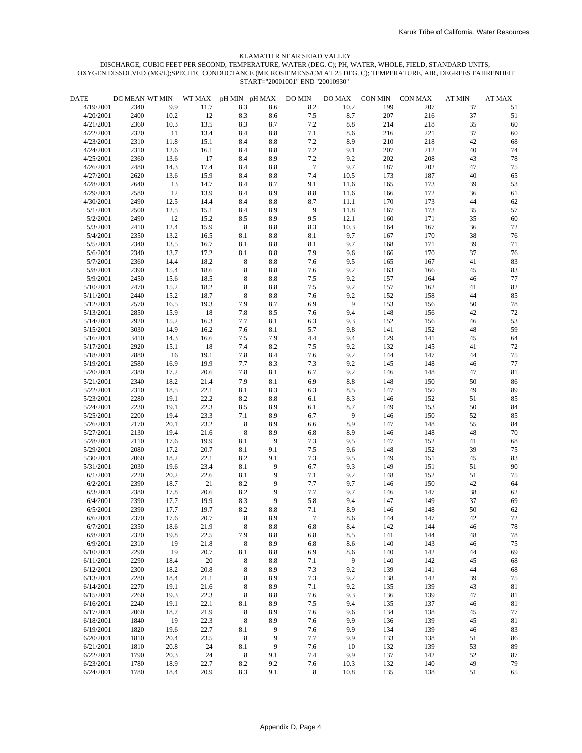KLAMATH R NEAR SEIAD VALLEY

DISCHARGE, CUBIC FEET PER SECOND; TEMPERATURE, WATER (DEG. C); PH, WATER, WHOLE, FIELD, STANDARD UNITS; OXYGEN DISSOLVED (MG/L);SPECIFIC CONDUCTANCE (MICROSIEMENS/CM AT 25 DEG. C); TEMPERATURE, AIR, DEGREES FAHRENHEIT

START="20001001" END "20010930"

| DATE | DC MEAN | WT MIN | WT MAX | pH MIN | pH MAX | DO MIN | DO MAX | CON MIN | CON MAX | AT MIN | AT MAX |
|---|---|---|---|---|---|---|---|---|---|---|---|
| 4/19/2001 | 2340 | 9.9 | 11.7 | 8.3 | 8.6 | 8.2 | 10.2 | 199 | 207 | 37 | 51 |
| 4/20/2001 | 2400 | 10.2 | 12 | 8.3 | 8.6 | 7.5 | 8.7 | 207 | 216 | 37 | 51 |
| 4/21/2001 | 2360 | 10.3 | 13.5 | 8.3 | 8.7 | 7.2 | 8.8 | 214 | 218 | 35 | 60 |
| 4/22/2001 | 2320 | 11 | 13.4 | 8.4 | 8.8 | 7.1 | 8.6 | 216 | 221 | 37 | 60 |
| 4/23/2001 | 2310 | 11.8 | 15.1 | 8.4 | 8.8 | 7.2 | 8.9 | 210 | 218 | 42 | 68 |
| 4/24/2001 | 2310 | 12.6 | 16.1 | 8.4 | 8.8 | 7.2 | 9.1 | 207 | 212 | 40 | 74 |
| 4/25/2001 | 2360 | 13.6 | 17 | 8.4 | 8.9 | 7.2 | 9.2 | 202 | 208 | 43 | 78 |
| 4/26/2001 | 2480 | 14.3 | 17.4 | 8.4 | 8.8 | 7 | 9.7 | 187 | 202 | 47 | 75 |
| 4/27/2001 | 2620 | 13.6 | 15.9 | 8.4 | 8.8 | 7.4 | 10.5 | 173 | 187 | 40 | 65 |
| 4/28/2001 | 2640 | 13 | 14.7 | 8.4 | 8.7 | 9.1 | 11.6 | 165 | 173 | 39 | 53 |
| 4/29/2001 | 2580 | 12 | 13.9 | 8.4 | 8.9 | 8.8 | 11.6 | 166 | 172 | 36 | 61 |
| 4/30/2001 | 2490 | 12.5 | 14.4 | 8.4 | 8.8 | 8.7 | 11.1 | 170 | 173 | 44 | 62 |
| 5/1/2001 | 2500 | 12.5 | 15.1 | 8.4 | 8.9 | 9 | 11.8 | 167 | 173 | 35 | 57 |
| 5/2/2001 | 2490 | 12 | 15.2 | 8.5 | 8.9 | 9.5 | 12.1 | 160 | 171 | 35 | 60 |
| 5/3/2001 | 2410 | 12.4 | 15.9 | 8 | 8.8 | 8.3 | 10.3 | 164 | 167 | 36 | 72 |
| 5/4/2001 | 2350 | 13.2 | 16.5 | 8.1 | 8.8 | 8.1 | 9.7 | 167 | 170 | 38 | 76 |
| 5/5/2001 | 2340 | 13.5 | 16.7 | 8.1 | 8.8 | 8.1 | 9.7 | 168 | 171 | 39 | 71 |
| 5/6/2001 | 2340 | 13.7 | 17.2 | 8.1 | 8.8 | 7.9 | 9.6 | 166 | 170 | 37 | 76 |
| 5/7/2001 | 2360 | 14.4 | 18.2 | 8 | 8.8 | 7.6 | 9.5 | 165 | 167 | 41 | 83 |
| 5/8/2001 | 2390 | 15.4 | 18.6 | 8 | 8.8 | 7.6 | 9.2 | 163 | 166 | 45 | 83 |
| 5/9/2001 | 2450 | 15.6 | 18.5 | 8 | 8.8 | 7.5 | 9.2 | 157 | 164 | 46 | 77 |
| 5/10/2001 | 2470 | 15.2 | 18.2 | 8 | 8.8 | 7.5 | 9.2 | 157 | 162 | 41 | 82 |
| 5/11/2001 | 2440 | 15.2 | 18.7 | 8 | 8.8 | 7.6 | 9.2 | 152 | 158 | 44 | 85 |
| 5/12/2001 | 2570 | 16.5 | 19.3 | 7.9 | 8.7 | 6.9 | 9 | 153 | 156 | 50 | 78 |
| 5/13/2001 | 2850 | 15.9 | 18 | 7.8 | 8.5 | 7.6 | 9.4 | 148 | 156 | 42 | 72 |
| 5/14/2001 | 2920 | 15.2 | 16.3 | 7.7 | 8.1 | 6.3 | 9.3 | 152 | 156 | 46 | 53 |
| 5/15/2001 | 3030 | 14.9 | 16.2 | 7.6 | 8.1 | 5.7 | 9.8 | 141 | 152 | 48 | 59 |
| 5/16/2001 | 3410 | 14.3 | 16.6 | 7.5 | 7.9 | 4.4 | 9.4 | 129 | 141 | 45 | 64 |
| 5/17/2001 | 2920 | 15.1 | 18 | 7.4 | 8.2 | 7.5 | 9.2 | 132 | 145 | 41 | 72 |
| 5/18/2001 | 2880 | 16 | 19.1 | 7.8 | 8.4 | 7.6 | 9.2 | 144 | 147 | 44 | 75 |
| 5/19/2001 | 2580 | 16.9 | 19.9 | 7.7 | 8.3 | 7.3 | 9.2 | 145 | 148 | 46 | 77 |
| 5/20/2001 | 2380 | 17.2 | 20.6 | 7.8 | 8.1 | 6.7 | 9.2 | 146 | 148 | 47 | 81 |
| 5/21/2001 | 2340 | 18.2 | 21.4 | 7.9 | 8.1 | 6.9 | 8.8 | 148 | 150 | 50 | 86 |
| 5/22/2001 | 2310 | 18.5 | 22.1 | 8.1 | 8.3 | 6.3 | 8.5 | 147 | 150 | 49 | 89 |
| 5/23/2001 | 2280 | 19.1 | 22.2 | 8.2 | 8.8 | 6.1 | 8.3 | 146 | 152 | 51 | 85 |
| 5/24/2001 | 2230 | 19.1 | 22.3 | 8.5 | 8.9 | 6.1 | 8.7 | 149 | 153 | 50 | 84 |
| 5/25/2001 | 2200 | 19.4 | 23.3 | 7.1 | 8.9 | 6.7 | 9 | 146 | 150 | 52 | 85 |
| 5/26/2001 | 2170 | 20.1 | 23.2 | 8 | 8.9 | 6.6 | 8.9 | 147 | 148 | 55 | 84 |
| 5/27/2001 | 2130 | 19.4 | 21.6 | 8 | 8.9 | 6.8 | 8.9 | 146 | 148 | 48 | 70 |
| 5/28/2001 | 2110 | 17.6 | 19.9 | 8.1 | 9 | 7.3 | 9.5 | 147 | 152 | 41 | 68 |
| 5/29/2001 | 2080 | 17.2 | 20.7 | 8.1 | 9.1 | 7.5 | 9.6 | 148 | 152 | 39 | 75 |
| 5/30/2001 | 2060 | 18.2 | 22.1 | 8.2 | 9.1 | 7.3 | 9.5 | 149 | 151 | 45 | 83 |
| 5/31/2001 | 2030 | 19.6 | 23.4 | 8.1 | 9 | 6.7 | 9.3 | 149 | 151 | 51 | 90 |
| 6/1/2001 | 2220 | 20.2 | 22.6 | 8.1 | 9 | 7.1 | 9.2 | 148 | 152 | 51 | 75 |
| 6/2/2001 | 2390 | 18.7 | 21 | 8.2 | 9 | 7.7 | 9.7 | 146 | 150 | 42 | 64 |
| 6/3/2001 | 2380 | 17.8 | 20.6 | 8.2 | 9 | 7.7 | 9.7 | 146 | 147 | 38 | 62 |
| 6/4/2001 | 2390 | 17.7 | 19.9 | 8.3 | 9 | 5.8 | 9.4 | 147 | 149 | 37 | 69 |
| 6/5/2001 | 2390 | 17.7 | 19.7 | 8.2 | 8.8 | 7.1 | 8.9 | 146 | 148 | 50 | 62 |
| 6/6/2001 | 2370 | 17.6 | 20.7 | 8 | 8.9 | 7 | 8.6 | 144 | 147 | 42 | 72 |
| 6/7/2001 | 2350 | 18.6 | 21.9 | 8 | 8.8 | 6.8 | 8.4 | 142 | 144 | 46 | 78 |
| 6/8/2001 | 2320 | 19.8 | 22.5 | 7.9 | 8.8 | 6.8 | 8.5 | 141 | 144 | 48 | 78 |
| 6/9/2001 | 2310 | 19 | 21.8 | 8 | 8.9 | 6.8 | 8.6 | 140 | 143 | 46 | 75 |
| 6/10/2001 | 2290 | 19 | 20.7 | 8.1 | 8.8 | 6.9 | 8.6 | 140 | 142 | 44 | 69 |
| 6/11/2001 | 2290 | 18.4 | 20 | 8 | 8.8 | 7.1 | 9 | 140 | 142 | 45 | 68 |
| 6/12/2001 | 2300 | 18.2 | 20.8 | 8 | 8.9 | 7.3 | 9.2 | 139 | 141 | 44 | 68 |
| 6/13/2001 | 2280 | 18.4 | 21.1 | 8 | 8.9 | 7.3 | 9.2 | 138 | 142 | 39 | 75 |
| 6/14/2001 | 2270 | 19.1 | 21.6 | 8 | 8.9 | 7.1 | 9.2 | 135 | 139 | 43 | 81 |
| 6/15/2001 | 2260 | 19.3 | 22.3 | 8 | 8.8 | 7.6 | 9.3 | 136 | 139 | 47 | 81 |
| 6/16/2001 | 2240 | 19.1 | 22.1 | 8.1 | 8.9 | 7.5 | 9.4 | 135 | 137 | 46 | 81 |
| 6/17/2001 | 2060 | 18.7 | 21.9 | 8 | 8.9 | 7.6 | 9.6 | 134 | 138 | 45 | 77 |
| 6/18/2001 | 1840 | 19 | 22.3 | 8 | 8.9 | 7.6 | 9.9 | 136 | 139 | 45 | 81 |
| 6/19/2001 | 1820 | 19.6 | 22.7 | 8.1 | 9 | 7.6 | 9.9 | 134 | 139 | 46 | 83 |
| 6/20/2001 | 1810 | 20.4 | 23.5 | 8 | 9 | 7.7 | 9.9 | 133 | 138 | 51 | 86 |
| 6/21/2001 | 1810 | 20.8 | 24 | 8.1 | 9 | 7.6 | 10 | 132 | 139 | 53 | 89 |
| 6/22/2001 | 1790 | 20.3 | 24 | 8 | 9.1 | 7.4 | 9.9 | 137 | 142 | 52 | 87 |
| 6/23/2001 | 1780 | 18.9 | 22.7 | 8.2 | 9.2 | 7.6 | 10.3 | 132 | 140 | 49 | 79 |
| 6/24/2001 | 1780 | 18.4 | 20.9 | 8.3 | 9.1 | 8 | 10.8 | 135 | 138 | 51 | 65 |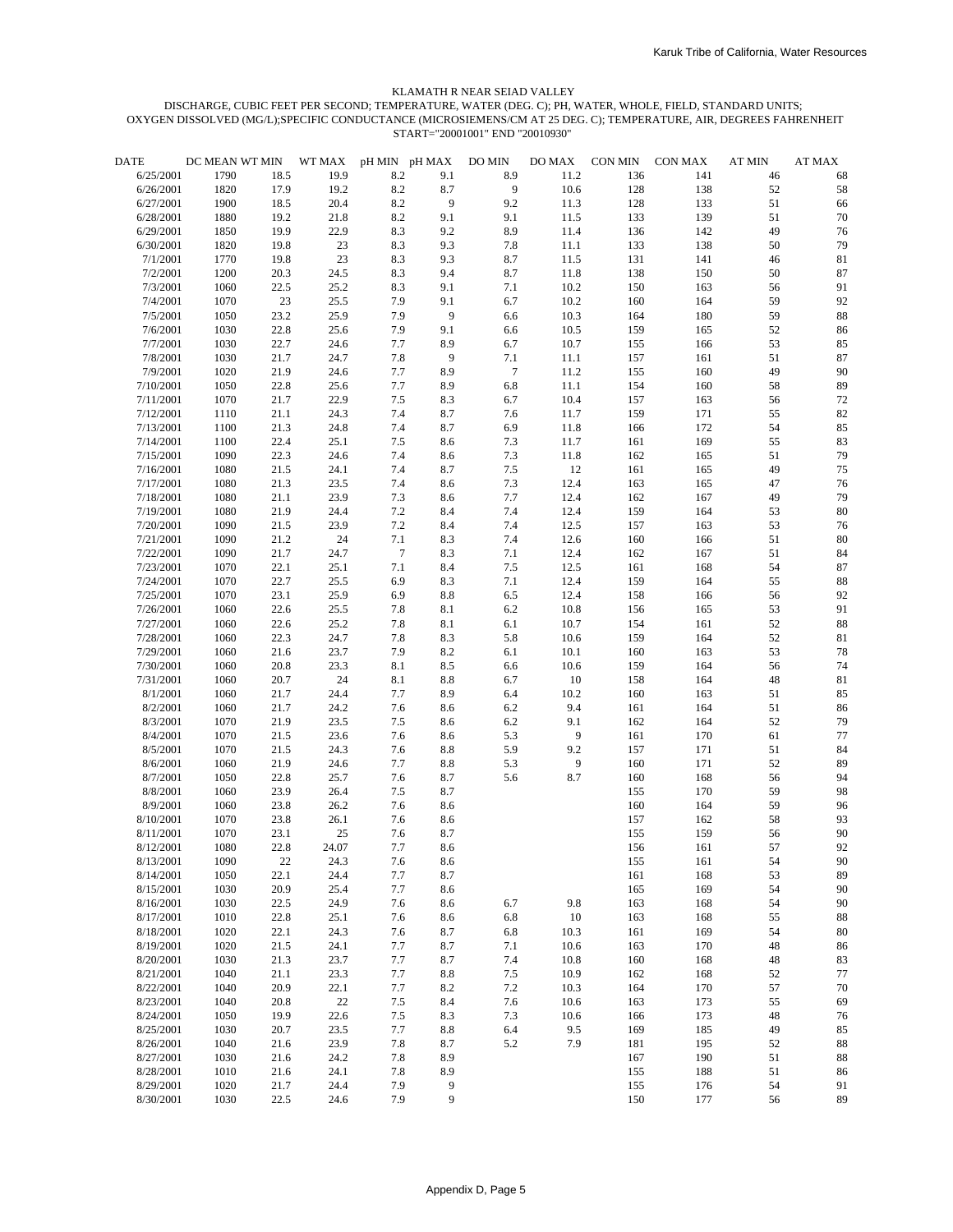KLAMATH R NEAR SEIAD VALLEY

DISCHARGE, CUBIC FEET PER SECOND; TEMPERATURE, WATER (DEG. C); PH, WATER, WHOLE, FIELD, STANDARD UNITS; OXYGEN DISSOLVED (MG/L);SPECIFIC CONDUCTANCE (MICROSIEMENS/CM AT 25 DEG. C); TEMPERATURE, AIR, DEGREES FAHRENHEIT

START="20001001" END "20010930"

| DATE | DC MEAN | WT MIN | WT MAX | pH MIN | pH MAX | DO MIN | DO MAX | CON MIN | CON MAX | AT MIN | AT MAX |
|---|---|---|---|---|---|---|---|---|---|---|---|
| 6/25/2001 | 1790 | 18.5 | 19.9 | 8.2 | 9.1 | 8.9 | 11.2 | 136 | 141 | 46 | 68 |
| 6/26/2001 | 1820 | 17.9 | 19.2 | 8.2 | 8.7 | 9 | 10.6 | 128 | 138 | 52 | 58 |
| 6/27/2001 | 1900 | 18.5 | 20.4 | 8.2 | 9 | 9.2 | 11.3 | 128 | 133 | 51 | 66 |
| 6/28/2001 | 1880 | 19.2 | 21.8 | 8.2 | 9.1 | 9.1 | 11.5 | 133 | 139 | 51 | 70 |
| 6/29/2001 | 1850 | 19.9 | 22.9 | 8.3 | 9.2 | 8.9 | 11.4 | 136 | 142 | 49 | 76 |
| 6/30/2001 | 1820 | 19.8 | 23 | 8.3 | 9.3 | 7.8 | 11.1 | 133 | 138 | 50 | 79 |
| 7/1/2001 | 1770 | 19.8 | 23 | 8.3 | 9.3 | 8.7 | 11.5 | 131 | 141 | 46 | 81 |
| 7/2/2001 | 1200 | 20.3 | 24.5 | 8.3 | 9.4 | 8.7 | 11.8 | 138 | 150 | 50 | 87 |
| 7/3/2001 | 1060 | 22.5 | 25.2 | 8.3 | 9.1 | 7.1 | 10.2 | 150 | 163 | 56 | 91 |
| 7/4/2001 | 1070 | 23 | 25.5 | 7.9 | 9.1 | 6.7 | 10.2 | 160 | 164 | 59 | 92 |
| 7/5/2001 | 1050 | 23.2 | 25.9 | 7.9 | 9 | 6.6 | 10.3 | 164 | 180 | 59 | 88 |
| 7/6/2001 | 1030 | 22.8 | 25.6 | 7.9 | 9.1 | 6.6 | 10.5 | 159 | 165 | 52 | 86 |
| 7/7/2001 | 1030 | 22.7 | 24.6 | 7.7 | 8.9 | 6.7 | 10.7 | 155 | 166 | 53 | 85 |
| 7/8/2001 | 1030 | 21.7 | 24.7 | 7.8 | 9 | 7.1 | 11.1 | 157 | 161 | 51 | 87 |
| 7/9/2001 | 1020 | 21.9 | 24.6 | 7.7 | 8.9 | 7 | 11.2 | 155 | 160 | 49 | 90 |
| 7/10/2001 | 1050 | 22.8 | 25.6 | 7.7 | 8.9 | 6.8 | 11.1 | 154 | 160 | 58 | 89 |
| 7/11/2001 | 1070 | 21.7 | 22.9 | 7.5 | 8.3 | 6.7 | 10.4 | 157 | 163 | 56 | 72 |
| 7/12/2001 | 1110 | 21.1 | 24.3 | 7.4 | 8.7 | 7.6 | 11.7 | 159 | 171 | 55 | 82 |
| 7/13/2001 | 1100 | 21.3 | 24.8 | 7.4 | 8.7 | 6.9 | 11.8 | 166 | 172 | 54 | 85 |
| 7/14/2001 | 1100 | 22.4 | 25.1 | 7.5 | 8.6 | 7.3 | 11.7 | 161 | 169 | 55 | 83 |
| 7/15/2001 | 1090 | 22.3 | 24.6 | 7.4 | 8.6 | 7.3 | 11.8 | 162 | 165 | 51 | 79 |
| 7/16/2001 | 1080 | 21.5 | 24.1 | 7.4 | 8.7 | 7.5 | 12 | 161 | 165 | 49 | 75 |
| 7/17/2001 | 1080 | 21.3 | 23.5 | 7.4 | 8.6 | 7.3 | 12.4 | 163 | 165 | 47 | 76 |
| 7/18/2001 | 1080 | 21.1 | 23.9 | 7.3 | 8.6 | 7.7 | 12.4 | 162 | 167 | 49 | 79 |
| 7/19/2001 | 1080 | 21.9 | 24.4 | 7.2 | 8.4 | 7.4 | 12.4 | 159 | 164 | 53 | 80 |
| 7/20/2001 | 1090 | 21.5 | 23.9 | 7.2 | 8.4 | 7.4 | 12.5 | 157 | 163 | 53 | 76 |
| 7/21/2001 | 1090 | 21.2 | 24 | 7.1 | 8.3 | 7.4 | 12.6 | 160 | 166 | 51 | 80 |
| 7/22/2001 | 1090 | 21.7 | 24.7 | 7 | 8.3 | 7.1 | 12.4 | 162 | 167 | 51 | 84 |
| 7/23/2001 | 1070 | 22.1 | 25.1 | 7.1 | 8.4 | 7.5 | 12.5 | 161 | 168 | 54 | 87 |
| 7/24/2001 | 1070 | 22.7 | 25.5 | 6.9 | 8.3 | 7.1 | 12.4 | 159 | 164 | 55 | 88 |
| 7/25/2001 | 1070 | 23.1 | 25.9 | 6.9 | 8.8 | 6.5 | 12.4 | 158 | 166 | 56 | 92 |
| 7/26/2001 | 1060 | 22.6 | 25.5 | 7.8 | 8.1 | 6.2 | 10.8 | 156 | 165 | 53 | 91 |
| 7/27/2001 | 1060 | 22.6 | 25.2 | 7.8 | 8.1 | 6.1 | 10.7 | 154 | 161 | 52 | 88 |
| 7/28/2001 | 1060 | 22.3 | 24.7 | 7.8 | 8.3 | 5.8 | 10.6 | 159 | 164 | 52 | 81 |
| 7/29/2001 | 1060 | 21.6 | 23.7 | 7.9 | 8.2 | 6.1 | 10.1 | 160 | 163 | 53 | 78 |
| 7/30/2001 | 1060 | 20.8 | 23.3 | 8.1 | 8.5 | 6.6 | 10.6 | 159 | 164 | 56 | 74 |
| 7/31/2001 | 1060 | 20.7 | 24 | 8.1 | 8.8 | 6.7 | 10 | 158 | 164 | 48 | 81 |
| 8/1/2001 | 1060 | 21.7 | 24.4 | 7.7 | 8.9 | 6.4 | 10.2 | 160 | 163 | 51 | 85 |
| 8/2/2001 | 1060 | 21.7 | 24.2 | 7.6 | 8.6 | 6.2 | 9.4 | 161 | 164 | 51 | 86 |
| 8/3/2001 | 1070 | 21.9 | 23.5 | 7.5 | 8.6 | 6.2 | 9.1 | 162 | 164 | 52 | 79 |
| 8/4/2001 | 1070 | 21.5 | 23.6 | 7.6 | 8.6 | 5.3 | 9 | 161 | 170 | 61 | 77 |
| 8/5/2001 | 1070 | 21.5 | 24.3 | 7.6 | 8.8 | 5.9 | 9.2 | 157 | 171 | 51 | 84 |
| 8/6/2001 | 1060 | 21.9 | 24.6 | 7.7 | 8.8 | 5.3 | 9 | 160 | 171 | 52 | 89 |
| 8/7/2001 | 1050 | 22.8 | 25.7 | 7.6 | 8.7 | 5.6 | 8.7 | 160 | 168 | 56 | 94 |
| 8/8/2001 | 1060 | 23.9 | 26.4 | 7.5 | 8.7 | | | 155 | 170 | 59 | 98 |
| 8/9/2001 | 1060 | 23.8 | 26.2 | 7.6 | 8.6 | | | 160 | 164 | 59 | 96 |
| 8/10/2001 | 1070 | 23.8 | 26.1 | 7.6 | 8.6 | | | 157 | 162 | 58 | 93 |
| 8/11/2001 | 1070 | 23.1 | 25 | 7.6 | 8.7 | | | 155 | 159 | 56 | 90 |
| 8/12/2001 | 1080 | 22.8 | 24.07 | 7.7 | 8.6 | | | 156 | 161 | 57 | 92 |
| 8/13/2001 | 1090 | 22 | 24.3 | 7.6 | 8.6 | | | 155 | 161 | 54 | 90 |
| 8/14/2001 | 1050 | 22.1 | 24.4 | 7.7 | 8.7 | | | 161 | 168 | 53 | 89 |
| 8/15/2001 | 1030 | 20.9 | 25.4 | 7.7 | 8.6 | | | 165 | 169 | 54 | 90 |
| 8/16/2001 | 1030 | 22.5 | 24.9 | 7.6 | 8.6 | 6.7 | 9.8 | 163 | 168 | 54 | 90 |
| 8/17/2001 | 1010 | 22.8 | 25.1 | 7.6 | 8.6 | 6.8 | 10 | 163 | 168 | 55 | 88 |
| 8/18/2001 | 1020 | 22.1 | 24.3 | 7.6 | 8.7 | 6.8 | 10.3 | 161 | 169 | 54 | 80 |
| 8/19/2001 | 1020 | 21.5 | 24.1 | 7.7 | 8.7 | 7.1 | 10.6 | 163 | 170 | 48 | 86 |
| 8/20/2001 | 1030 | 21.3 | 23.7 | 7.7 | 8.7 | 7.4 | 10.8 | 160 | 168 | 48 | 83 |
| 8/21/2001 | 1040 | 21.1 | 23.3 | 7.7 | 8.8 | 7.5 | 10.9 | 162 | 168 | 52 | 77 |
| 8/22/2001 | 1040 | 20.9 | 22.1 | 7.7 | 8.2 | 7.2 | 10.3 | 164 | 170 | 57 | 70 |
| 8/23/2001 | 1040 | 20.8 | 22 | 7.5 | 8.4 | 7.6 | 10.6 | 163 | 173 | 55 | 69 |
| 8/24/2001 | 1050 | 19.9 | 22.6 | 7.5 | 8.3 | 7.3 | 10.6 | 166 | 173 | 48 | 76 |
| 8/25/2001 | 1030 | 20.7 | 23.5 | 7.7 | 8.8 | 6.4 | 9.5 | 169 | 185 | 49 | 85 |
| 8/26/2001 | 1040 | 21.6 | 23.9 | 7.8 | 8.7 | 5.2 | 7.9 | 181 | 195 | 52 | 88 |
| 8/27/2001 | 1030 | 21.6 | 24.2 | 7.8 | 8.9 | | | 167 | 190 | 51 | 88 |
| 8/28/2001 | 1010 | 21.6 | 24.1 | 7.8 | 8.9 | | | 155 | 188 | 51 | 86 |
| 8/29/2001 | 1020 | 21.7 | 24.4 | 7.9 | 9 | | | 155 | 176 | 54 | 91 |
| 8/30/2001 | 1030 | 22.5 | 24.6 | 7.9 | 9 | | | 150 | 177 | 56 | 89 |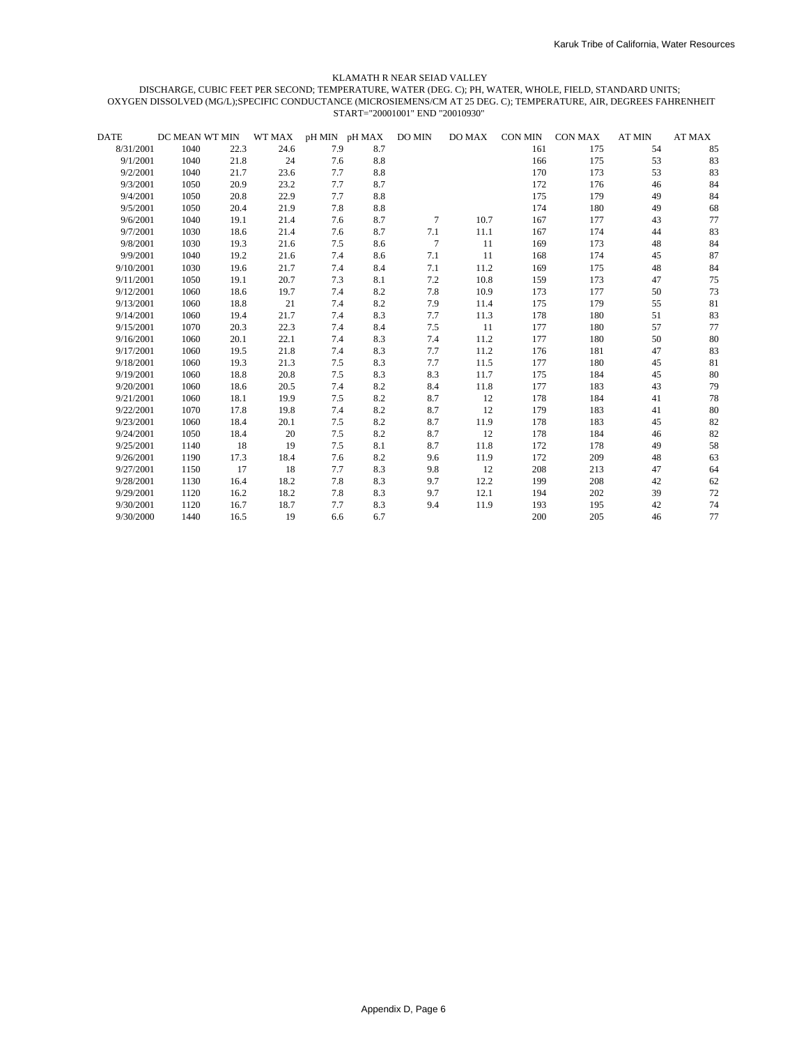KLAMATH R NEAR SEIAD VALLEY

DISCHARGE, CUBIC FEET PER SECOND; TEMPERATURE, WATER (DEG. C); PH, WATER, WHOLE, FIELD, STANDARD UNITS; OXYGEN DISSOLVED (MG/L);SPECIFIC CONDUCTANCE (MICROSIEMENS/CM AT 25 DEG. C); TEMPERATURE, AIR, DEGREES FAHRENHEIT START="20001001" END "20010930"

| DATE | DC MEAN | WT MIN | WT MAX | pH MIN | pH MAX | DO MIN | DO MAX | CON MIN | CON MAX | AT MIN | AT MAX |
|---|---|---|---|---|---|---|---|---|---|---|---|
| 8/31/2001 | 1040 | 22.3 | 24.6 | 7.9 | 8.7 | | | 161 | 175 | 54 | 85 |
| 9/1/2001 | 1040 | 21.8 | 24 | 7.6 | 8.8 | | | 166 | 175 | 53 | 83 |
| 9/2/2001 | 1040 | 21.7 | 23.6 | 7.7 | 8.8 | | | 170 | 173 | 53 | 83 |
| 9/3/2001 | 1050 | 20.9 | 23.2 | 7.7 | 8.7 | | | 172 | 176 | 46 | 84 |
| 9/4/2001 | 1050 | 20.8 | 22.9 | 7.7 | 8.8 | | | 175 | 179 | 49 | 84 |
| 9/5/2001 | 1050 | 20.4 | 21.9 | 7.8 | 8.8 | | | 174 | 180 | 49 | 68 |
| 9/6/2001 | 1040 | 19.1 | 21.4 | 7.6 | 8.7 | 7 | 10.7 | 167 | 177 | 43 | 77 |
| 9/7/2001 | 1030 | 18.6 | 21.4 | 7.6 | 8.7 | 7.1 | 11.1 | 167 | 174 | 44 | 83 |
| 9/8/2001 | 1030 | 19.3 | 21.6 | 7.5 | 8.6 | 7 | 11 | 169 | 173 | 48 | 84 |
| 9/9/2001 | 1040 | 19.2 | 21.6 | 7.4 | 8.6 | 7.1 | 11 | 168 | 174 | 45 | 87 |
| 9/10/2001 | 1030 | 19.6 | 21.7 | 7.4 | 8.4 | 7.1 | 11.2 | 169 | 175 | 48 | 84 |
| 9/11/2001 | 1050 | 19.1 | 20.7 | 7.3 | 8.1 | 7.2 | 10.8 | 159 | 173 | 47 | 75 |
| 9/12/2001 | 1060 | 18.6 | 19.7 | 7.4 | 8.2 | 7.8 | 10.9 | 173 | 177 | 50 | 73 |
| 9/13/2001 | 1060 | 18.8 | 21 | 7.4 | 8.2 | 7.9 | 11.4 | 175 | 179 | 55 | 81 |
| 9/14/2001 | 1060 | 19.4 | 21.7 | 7.4 | 8.3 | 7.7 | 11.3 | 178 | 180 | 51 | 83 |
| 9/15/2001 | 1070 | 20.3 | 22.3 | 7.4 | 8.4 | 7.5 | 11 | 177 | 180 | 57 | 77 |
| 9/16/2001 | 1060 | 20.1 | 22.1 | 7.4 | 8.3 | 7.4 | 11.2 | 177 | 180 | 50 | 80 |
| 9/17/2001 | 1060 | 19.5 | 21.8 | 7.4 | 8.3 | 7.7 | 11.2 | 176 | 181 | 47 | 83 |
| 9/18/2001 | 1060 | 19.3 | 21.3 | 7.5 | 8.3 | 7.7 | 11.5 | 177 | 180 | 45 | 81 |
| 9/19/2001 | 1060 | 18.8 | 20.8 | 7.5 | 8.3 | 8.3 | 11.7 | 175 | 184 | 45 | 80 |
| 9/20/2001 | 1060 | 18.6 | 20.5 | 7.4 | 8.2 | 8.4 | 11.8 | 177 | 183 | 43 | 79 |
| 9/21/2001 | 1060 | 18.1 | 19.9 | 7.5 | 8.2 | 8.7 | 12 | 178 | 184 | 41 | 78 |
| 9/22/2001 | 1070 | 17.8 | 19.8 | 7.4 | 8.2 | 8.7 | 12 | 179 | 183 | 41 | 80 |
| 9/23/2001 | 1060 | 18.4 | 20.1 | 7.5 | 8.2 | 8.7 | 11.9 | 178 | 183 | 45 | 82 |
| 9/24/2001 | 1050 | 18.4 | 20 | 7.5 | 8.2 | 8.7 | 12 | 178 | 184 | 46 | 82 |
| 9/25/2001 | 1140 | 18 | 19 | 7.5 | 8.1 | 8.7 | 11.8 | 172 | 178 | 49 | 58 |
| 9/26/2001 | 1190 | 17.3 | 18.4 | 7.6 | 8.2 | 9.6 | 11.9 | 172 | 209 | 48 | 63 |
| 9/27/2001 | 1150 | 17 | 18 | 7.7 | 8.3 | 9.8 | 12 | 208 | 213 | 47 | 64 |
| 9/28/2001 | 1130 | 16.4 | 18.2 | 7.8 | 8.3 | 9.7 | 12.2 | 199 | 208 | 42 | 62 |
| 9/29/2001 | 1120 | 16.2 | 18.2 | 7.8 | 8.3 | 9.7 | 12.1 | 194 | 202 | 39 | 72 |
| 9/30/2001 | 1120 | 16.7 | 18.7 | 7.7 | 8.3 | 9.4 | 11.9 | 193 | 195 | 42 | 74 |
| 9/30/2000 | 1440 | 16.5 | 19 | 6.6 | 6.7 | | | 200 | 205 | 46 | 77 |